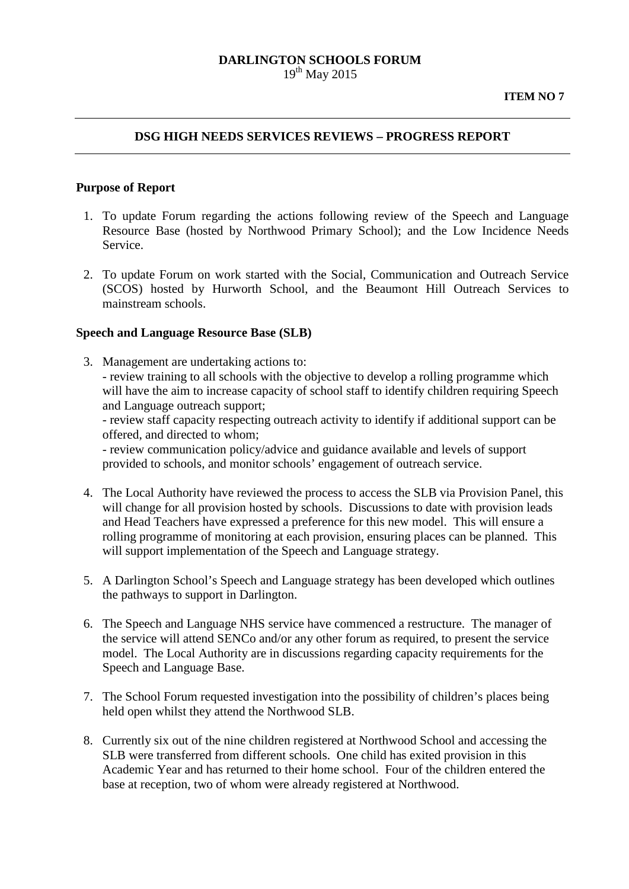**DARLINGTON SCHOOLS FORUM**
19th May 2015

**ITEM NO 7**

---

## DSG HIGH NEEDS SERVICES REVIEWS – PROGRESS REPORT

---

### Purpose of Report

1. To update Forum regarding the actions following review of the Speech and Language Resource Base (hosted by Northwood Primary School); and the Low Incidence Needs Service.

2. To update Forum on work started with the Social, Communication and Outreach Service (SCOS) hosted by Hurworth School, and the Beaumont Hill Outreach Services to mainstream schools.

### Speech and Language Resource Base (SLB)

3. Management are undertaking actions to:
   - review training to all schools with the objective to develop a rolling programme which will have the aim to increase capacity of school staff to identify children requiring Speech and Language outreach support;
   - review staff capacity respecting outreach activity to identify if additional support can be offered, and directed to whom;
   - review communication policy/advice and guidance available and levels of support provided to schools, and monitor schools' engagement of outreach service.

4. The Local Authority have reviewed the process to access the SLB via Provision Panel, this will change for all provision hosted by schools. Discussions to date with provision leads and Head Teachers have expressed a preference for this new model. This will ensure a rolling programme of monitoring at each provision, ensuring places can be planned. This will support implementation of the Speech and Language strategy.

5. A Darlington School's Speech and Language strategy has been developed which outlines the pathways to support in Darlington.

6. The Speech and Language NHS service have commenced a restructure. The manager of the service will attend SENCo and/or any other forum as required, to present the service model. The Local Authority are in discussions regarding capacity requirements for the Speech and Language Base.

7. The School Forum requested investigation into the possibility of children's places being held open whilst they attend the Northwood SLB.

8. Currently six out of the nine children registered at Northwood School and accessing the SLB were transferred from different schools. One child has exited provision in this Academic Year and has returned to their home school. Four of the children entered the base at reception, two of whom were already registered at Northwood.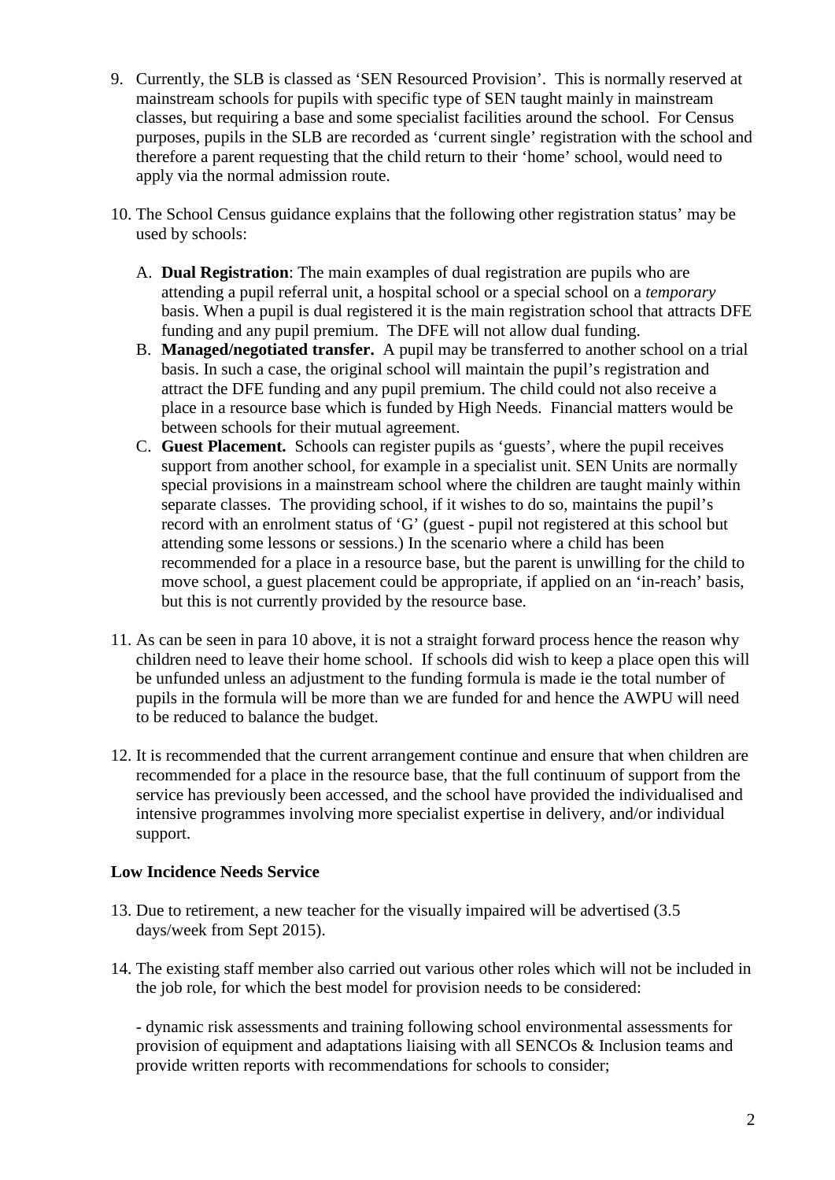9. Currently, the SLB is classed as 'SEN Resourced Provision'. This is normally reserved at mainstream schools for pupils with specific type of SEN taught mainly in mainstream classes, but requiring a base and some specialist facilities around the school. For Census purposes, pupils in the SLB are recorded as 'current single' registration with the school and therefore a parent requesting that the child return to their 'home' school, would need to apply via the normal admission route.

10. The School Census guidance explains that the following other registration status' may be used by schools:

    A. **Dual Registration**: The main examples of dual registration are pupils who are attending a pupil referral unit, a hospital school or a special school on a *temporary* basis. When a pupil is dual registered it is the main registration school that attracts DFE funding and any pupil premium. The DFE will not allow dual funding.
    B. **Managed/negotiated transfer.** A pupil may be transferred to another school on a trial basis. In such a case, the original school will maintain the pupil's registration and attract the DFE funding and any pupil premium. The child could not also receive a place in a resource base which is funded by High Needs. Financial matters would be between schools for their mutual agreement.
    C. **Guest Placement.** Schools can register pupils as 'guests', where the pupil receives support from another school, for example in a specialist unit. SEN Units are normally special provisions in a mainstream school where the children are taught mainly within separate classes. The providing school, if it wishes to do so, maintains the pupil's record with an enrolment status of 'G' (guest - pupil not registered at this school but attending some lessons or sessions.) In the scenario where a child has been recommended for a place in a resource base, but the parent is unwilling for the child to move school, a guest placement could be appropriate, if applied on an 'in-reach' basis, but this is not currently provided by the resource base.

11. As can be seen in para 10 above, it is not a straight forward process hence the reason why children need to leave their home school. If schools did wish to keep a place open this will be unfunded unless an adjustment to the funding formula is made ie the total number of pupils in the formula will be more than we are funded for and hence the AWPU will need to be reduced to balance the budget.

12. It is recommended that the current arrangement continue and ensure that when children are recommended for a place in the resource base, that the full continuum of support from the service has previously been accessed, and the school have provided the individualised and intensive programmes involving more specialist expertise in delivery, and/or individual support.

**Low Incidence Needs Service**

13. Due to retirement, a new teacher for the visually impaired will be advertised (3.5 days/week from Sept 2015).

14. The existing staff member also carried out various other roles which will not be included in the job role, for which the best model for provision needs to be considered:

    - dynamic risk assessments and training following school environmental assessments for provision of equipment and adaptations liaising with all SENCOs & Inclusion teams and provide written reports with recommendations for schools to consider;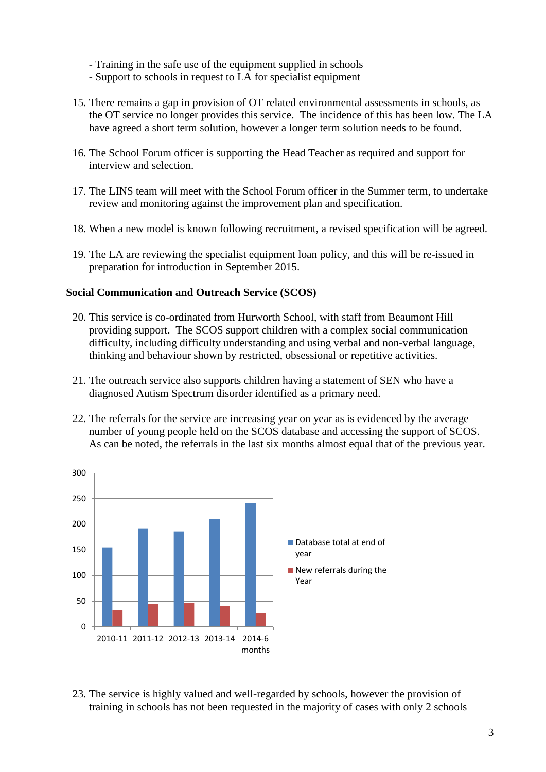- Training in the safe use of the equipment supplied in schools
- Support to schools in request to LA for specialist equipment

15. There remains a gap in provision of OT related environmental assessments in schools, as the OT service no longer provides this service. The incidence of this has been low. The LA have agreed a short term solution, however a longer term solution needs to be found.

16. The School Forum officer is supporting the Head Teacher as required and support for interview and selection.

17. The LINS team will meet with the School Forum officer in the Summer term, to undertake review and monitoring against the improvement plan and specification.

18. When a new model is known following recruitment, a revised specification will be agreed.

19. The LA are reviewing the specialist equipment loan policy, and this will be re-issued in preparation for introduction in September 2015.

**Social Communication and Outreach Service (SCOS)**

20. This service is co-ordinated from Hurworth School, with staff from Beaumont Hill providing support. The SCOS support children with a complex social communication difficulty, including difficulty understanding and using verbal and non-verbal language, thinking and behaviour shown by restricted, obsessional or repetitive activities.

21. The outreach service also supports children having a statement of SEN who have a diagnosed Autism Spectrum disorder identified as a primary need.

22. The referrals for the service are increasing year on year as is evidenced by the average number of young people held on the SCOS database and accessing the support of SCOS. As can be noted, the referrals in the last six months almost equal that of the previous year.

| | Database total at end of year | New referrals during the Year |
|---|---|---|
| 2010-11 | ~154 | ~33 |
| 2011-12 | ~192 | ~44 |
| 2012-13 | ~186 | ~47 |
| 2013-14 | ~210 | ~41 |
| 2014-6 months | ~243 | ~27 |

23. The service is highly valued and well-regarded by schools, however the provision of training in schools has not been requested in the majority of cases with only 2 schools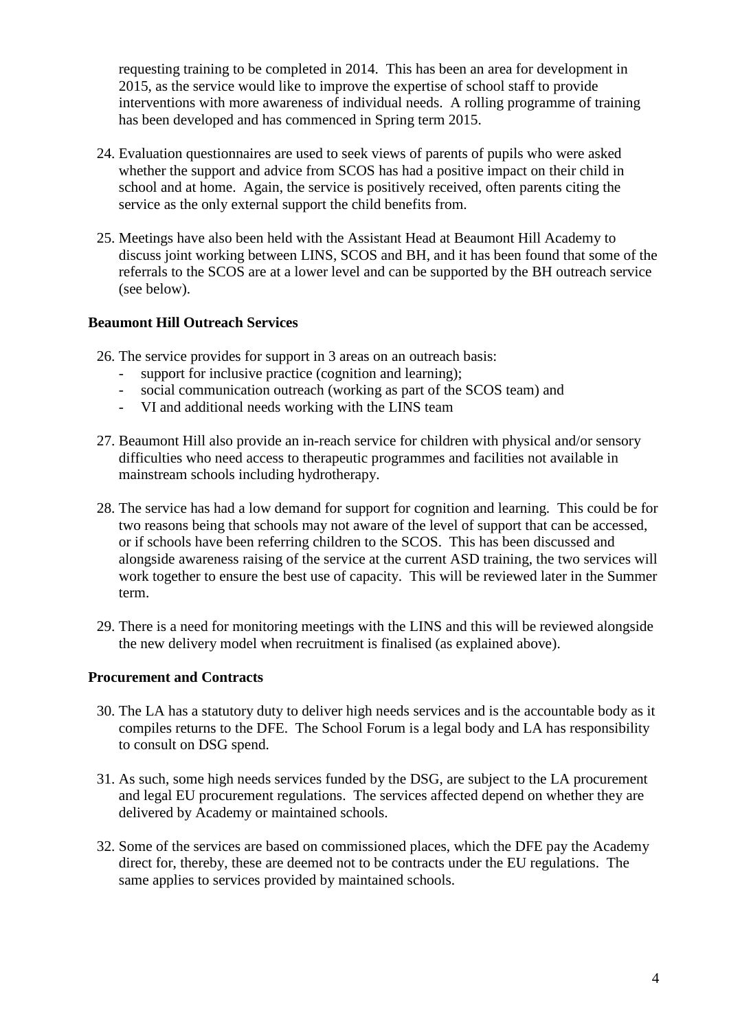requesting training to be completed in 2014. This has been an area for development in 2015, as the service would like to improve the expertise of school staff to provide interventions with more awareness of individual needs. A rolling programme of training has been developed and has commenced in Spring term 2015.

24. Evaluation questionnaires are used to seek views of parents of pupils who were asked whether the support and advice from SCOS has had a positive impact on their child in school and at home. Again, the service is positively received, often parents citing the service as the only external support the child benefits from.

25. Meetings have also been held with the Assistant Head at Beaumont Hill Academy to discuss joint working between LINS, SCOS and BH, and it has been found that some of the referrals to the SCOS are at a lower level and can be supported by the BH outreach service (see below).

**Beaumont Hill Outreach Services**

26. The service provides for support in 3 areas on an outreach basis:
    - support for inclusive practice (cognition and learning);
    - social communication outreach (working as part of the SCOS team) and
    - VI and additional needs working with the LINS team

27. Beaumont Hill also provide an in-reach service for children with physical and/or sensory difficulties who need access to therapeutic programmes and facilities not available in mainstream schools including hydrotherapy.

28. The service has had a low demand for support for cognition and learning. This could be for two reasons being that schools may not aware of the level of support that can be accessed, or if schools have been referring children to the SCOS. This has been discussed and alongside awareness raising of the service at the current ASD training, the two services will work together to ensure the best use of capacity. This will be reviewed later in the Summer term.

29. There is a need for monitoring meetings with the LINS and this will be reviewed alongside the new delivery model when recruitment is finalised (as explained above).

**Procurement and Contracts**

30. The LA has a statutory duty to deliver high needs services and is the accountable body as it compiles returns to the DFE. The School Forum is a legal body and LA has responsibility to consult on DSG spend.

31. As such, some high needs services funded by the DSG, are subject to the LA procurement and legal EU procurement regulations. The services affected depend on whether they are delivered by Academy or maintained schools.

32. Some of the services are based on commissioned places, which the DFE pay the Academy direct for, thereby, these are deemed not to be contracts under the EU regulations. The same applies to services provided by maintained schools.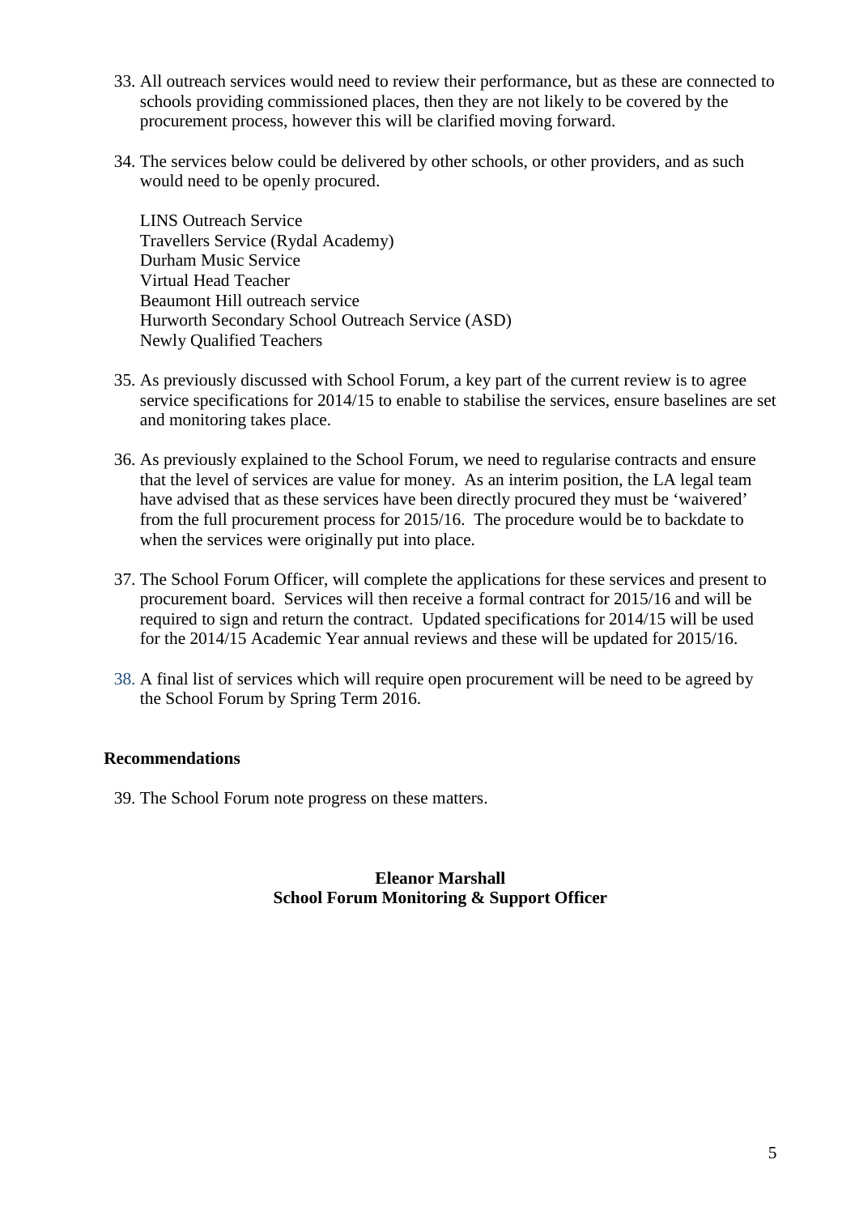33. All outreach services would need to review their performance, but as these are connected to schools providing commissioned places, then they are not likely to be covered by the procurement process, however this will be clarified moving forward.

34. The services below could be delivered by other schools, or other providers, and as such would need to be openly procured.

    LINS Outreach Service
    Travellers Service (Rydal Academy)
    Durham Music Service
    Virtual Head Teacher
    Beaumont Hill outreach service
    Hurworth Secondary School Outreach Service (ASD)
    Newly Qualified Teachers

35. As previously discussed with School Forum, a key part of the current review is to agree service specifications for 2014/15 to enable to stabilise the services, ensure baselines are set and monitoring takes place.

36. As previously explained to the School Forum, we need to regularise contracts and ensure that the level of services are value for money. As an interim position, the LA legal team have advised that as these services have been directly procured they must be 'waivered' from the full procurement process for 2015/16. The procedure would be to backdate to when the services were originally put into place.

37. The School Forum Officer, will complete the applications for these services and present to procurement board. Services will then receive a formal contract for 2015/16 and will be required to sign and return the contract. Updated specifications for 2014/15 will be used for the 2014/15 Academic Year annual reviews and these will be updated for 2015/16.

38. A final list of services which will require open procurement will be need to be agreed by the School Forum by Spring Term 2016.

## Recommendations

39. The School Forum note progress on these matters.

**Eleanor Marshall**
**School Forum Monitoring & Support Officer**